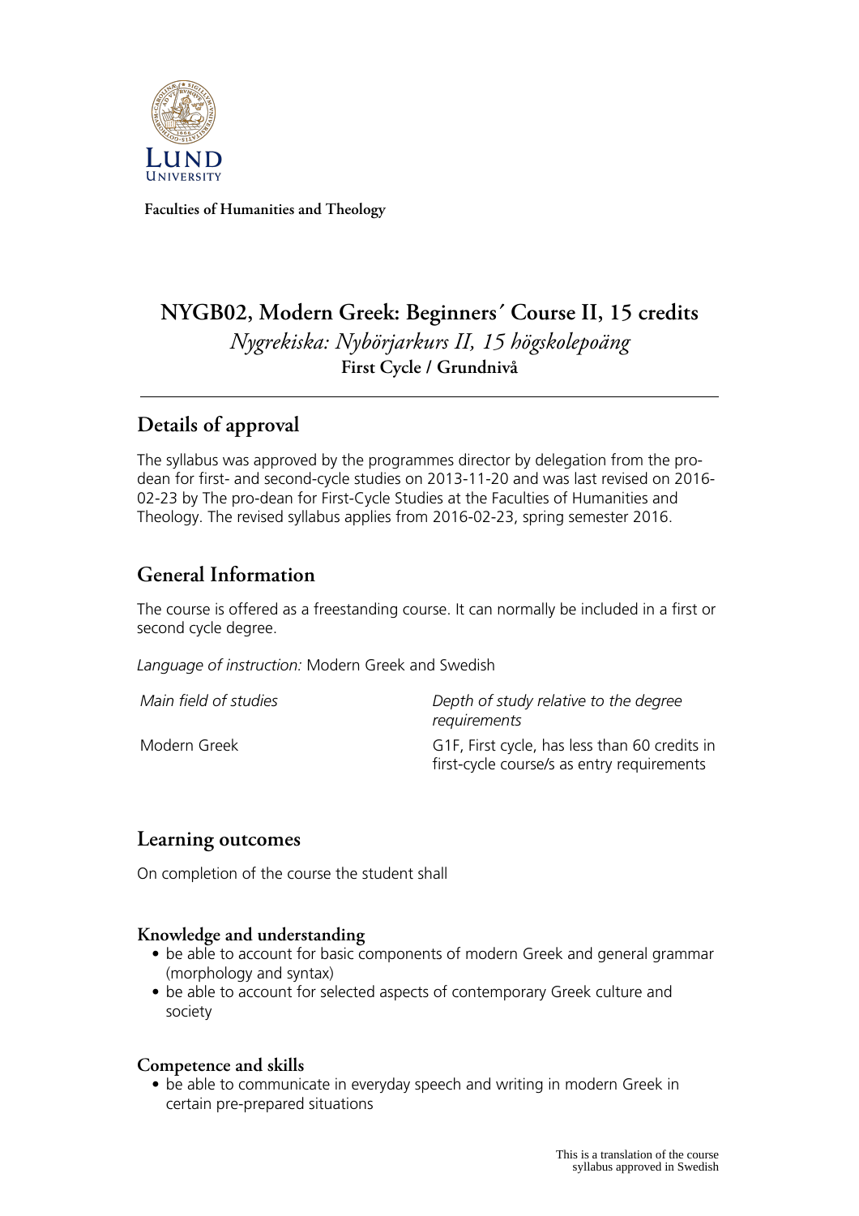Faculties of Humanities and Theology

# NYGB02, Modern Greek: Beginners´ Course II, 15 credits

*Nygrekiska: Nybörjarkurs II, 15 högskolepoäng*

**First Cycle / Grundnivå**

## Details of approval

The syllabus was approved by the programmes director by delegation from the pro-dean for first- and second-cycle studies on 2013-11-20 and was last revised on 2016-02-23 by The pro-dean for First-Cycle Studies at the Faculties of Humanities and Theology. The revised syllabus applies from 2016-02-23, spring semester 2016.

## General Information

The course is offered as a freestanding course. It can normally be included in a first or second cycle degree.

*Language of instruction:* Modern Greek and Swedish

| *Main field of studies* | *Depth of study relative to the degree requirements* |
| --- | --- |
| Modern Greek | G1F, First cycle, has less than 60 credits in first-cycle course/s as entry requirements |

## Learning outcomes

On completion of the course the student shall

### Knowledge and understanding

- be able to account for basic components of modern Greek and general grammar (morphology and syntax)
- be able to account for selected aspects of contemporary Greek culture and society

### Competence and skills

- be able to communicate in everyday speech and writing in modern Greek in certain pre-prepared situations

This is a translation of the course syllabus approved in Swedish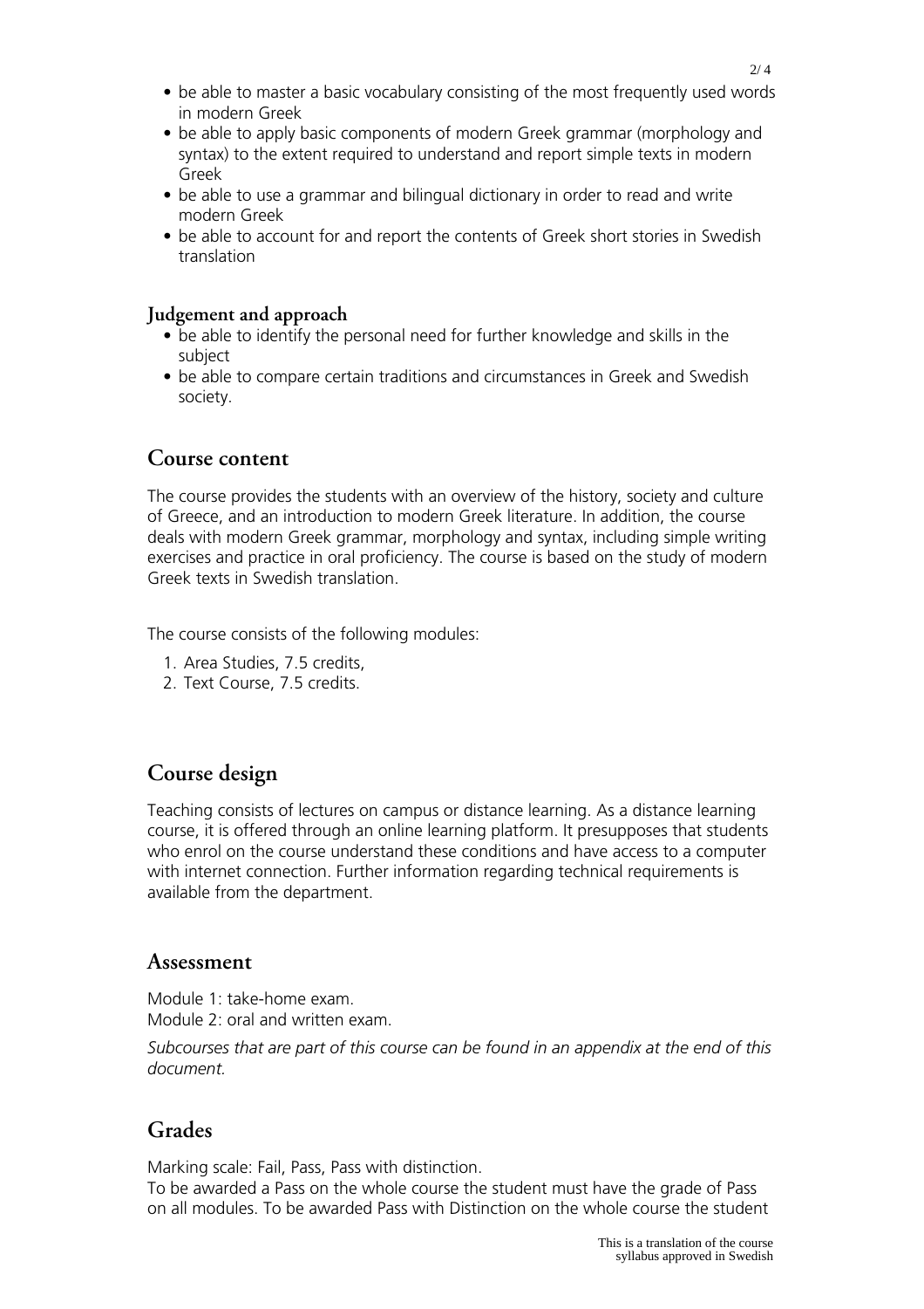- be able to master a basic vocabulary consisting of the most frequently used words in modern Greek
- be able to apply basic components of modern Greek grammar (morphology and syntax) to the extent required to understand and report simple texts in modern Greek
- be able to use a grammar and bilingual dictionary in order to read and write modern Greek
- be able to account for and report the contents of Greek short stories in Swedish translation

### Judgement and approach

- be able to identify the personal need for further knowledge and skills in the subject
- be able to compare certain traditions and circumstances in Greek and Swedish society.

## Course content

The course provides the students with an overview of the history, society and culture of Greece, and an introduction to modern Greek literature. In addition, the course deals with modern Greek grammar, morphology and syntax, including simple writing exercises and practice in oral proficiency. The course is based on the study of modern Greek texts in Swedish translation.

The course consists of the following modules:

1. Area Studies, 7.5 credits,
2. Text Course, 7.5 credits.

## Course design

Teaching consists of lectures on campus or distance learning. As a distance learning course, it is offered through an online learning platform. It presupposes that students who enrol on the course understand these conditions and have access to a computer with internet connection. Further information regarding technical requirements is available from the department.

## Assessment

Module 1: take-home exam.
Module 2: oral and written exam.

*Subcourses that are part of this course can be found in an appendix at the end of this document.*

## Grades

Marking scale: Fail, Pass, Pass with distinction.
To be awarded a Pass on the whole course the student must have the grade of Pass on all modules. To be awarded Pass with Distinction on the whole course the student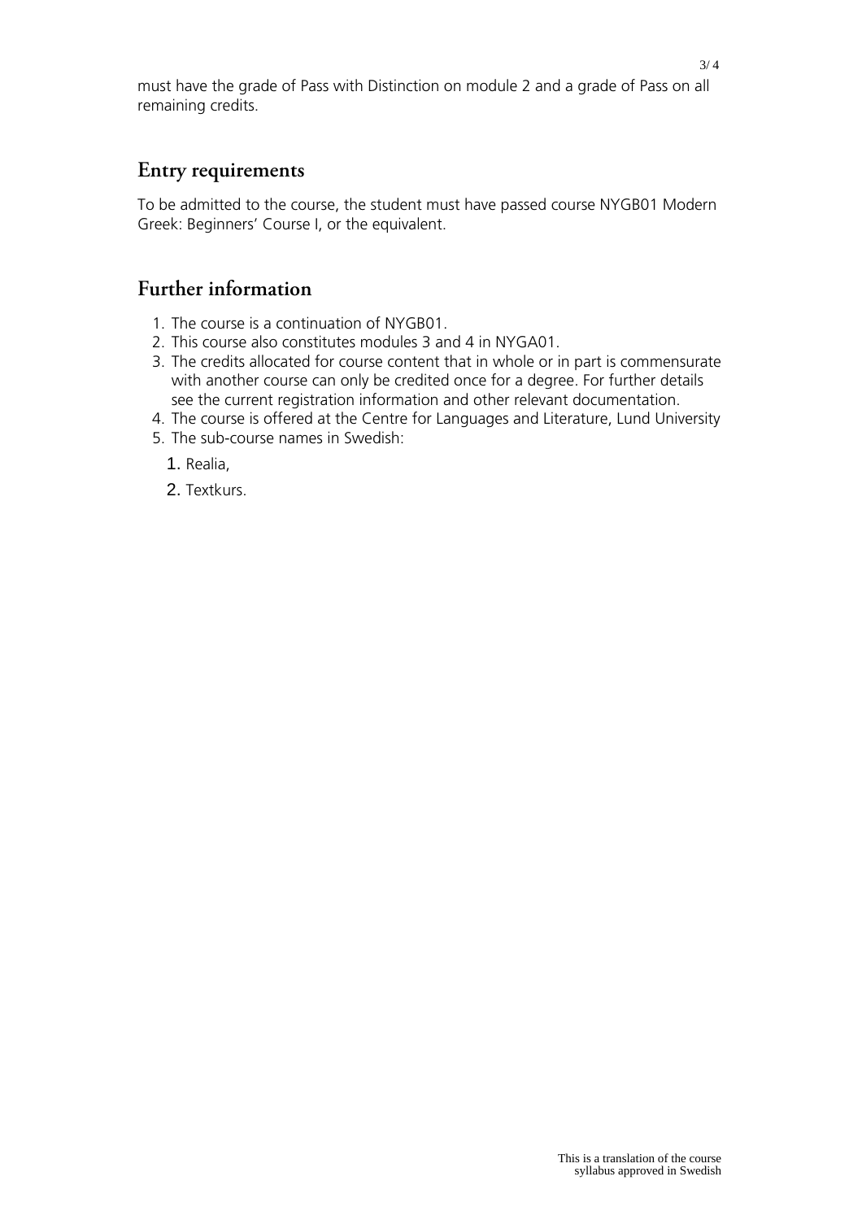must have the grade of Pass with Distinction on module 2 and a grade of Pass on all remaining credits.

## Entry requirements

To be admitted to the course, the student must have passed course NYGB01 Modern Greek: Beginners' Course I, or the equivalent.

## Further information

1. The course is a continuation of NYGB01.
2. This course also constitutes modules 3 and 4 in NYGA01.
3. The credits allocated for course content that in whole or in part is commensurate with another course can only be credited once for a degree. For further details see the current registration information and other relevant documentation.
4. The course is offered at the Centre for Languages and Literature, Lund University
5. The sub-course names in Swedish:
    1. Realia,
    2. Textkurs.

This is a translation of the course syllabus approved in Swedish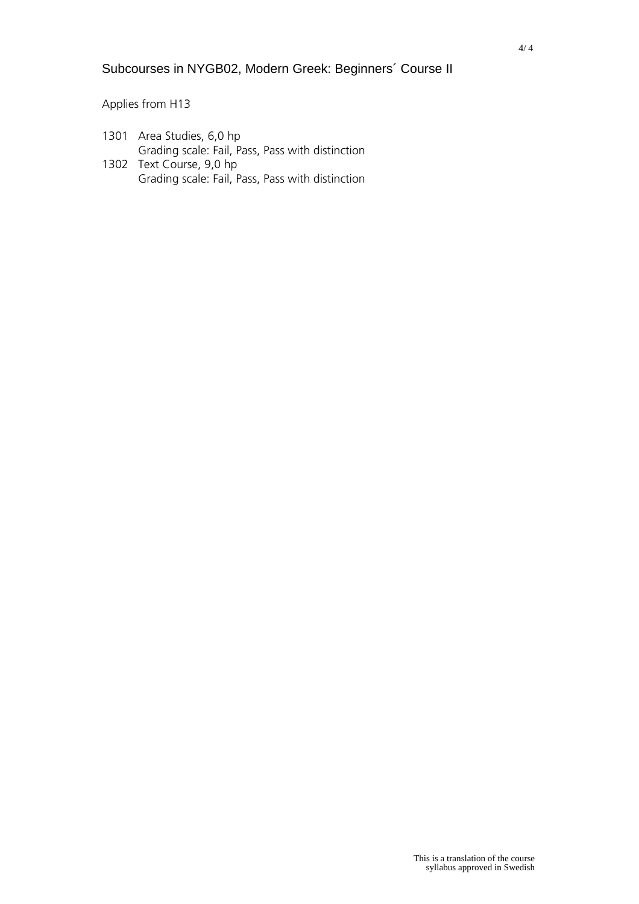## Subcourses in NYGB02, Modern Greek: Beginners´ Course II

Applies from H13

1301 Area Studies, 6,0 hp
Grading scale: Fail, Pass, Pass with distinction

1302 Text Course, 9,0 hp
Grading scale: Fail, Pass, Pass with distinction

This is a translation of the course syllabus approved in Swedish